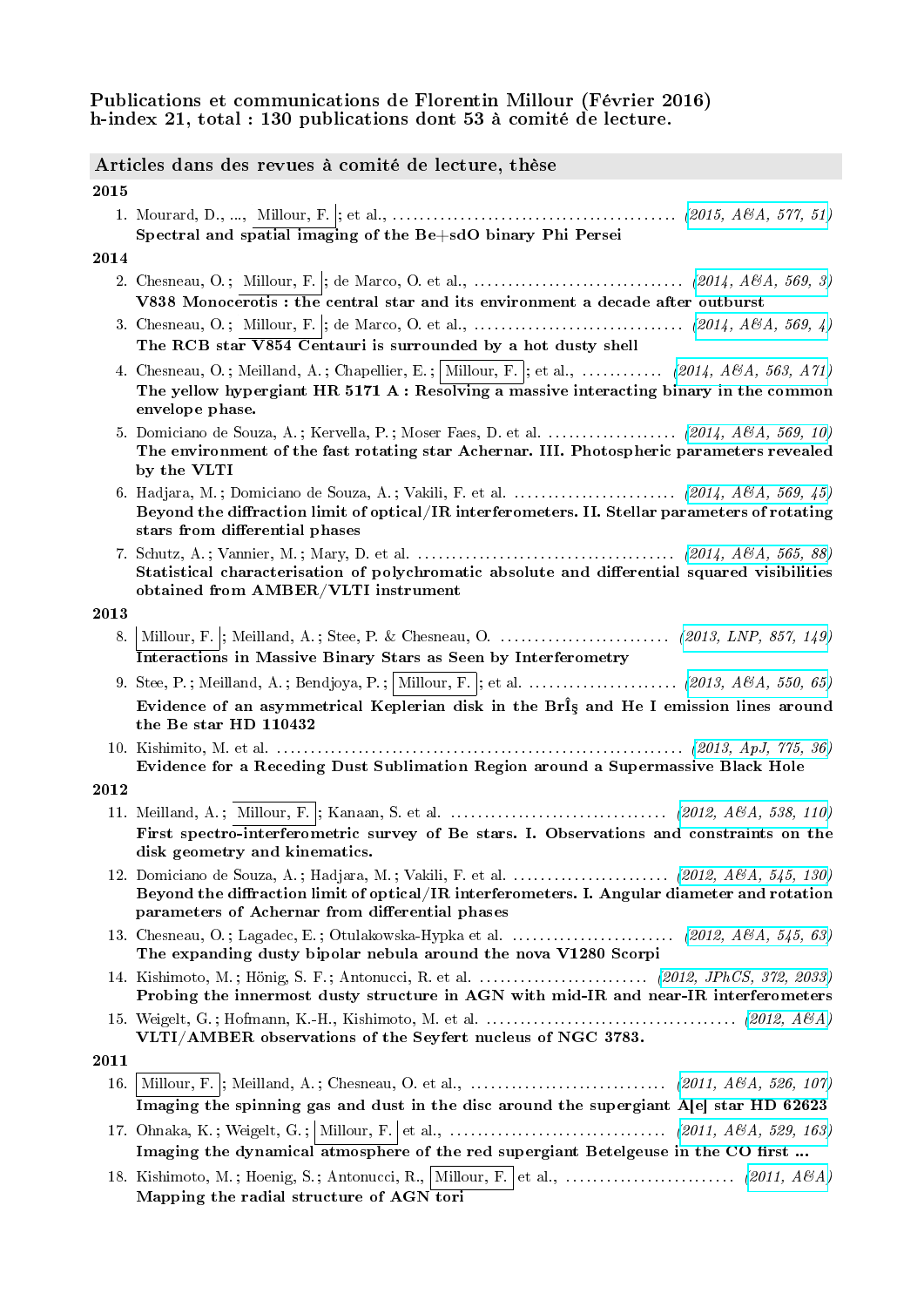**Publications et communications de Florentin Millour (Février 2016)**
**h-index 21, total : 130 publications dont 53 à comité de lecture.**

## Articles dans des revues à comité de lecture, thèse

**2015**

1. Mourard, D., ..., Millour, F. ; et al., ........................................ (2015, A&A, 577, 51)
   **Spectral and spatial imaging of the Be+sdO binary Phi Persei**

**2014**

2. Chesneau, O. ; Millour, F. ; de Marco, O. et al., .............................. (2014, A&A, 569, 3)
   **V838 Monocerotis : the central star and its environment a decade after outburst**
3. Chesneau, O. ; Millour, F. ; de Marco, O. et al., .............................. (2014, A&A, 569, 4)
   **The RCB star V854 Centauri is surrounded by a hot dusty shell**
4. Chesneau, O. ; Meilland, A. ; Chapellier, E. ; Millour, F. ; et al., ........... (2014, A&A, 563, A71)
   **The yellow hypergiant HR 5171 A : Resolving a massive interacting binary in the common envelope phase.**
5. Domiciano de Souza, A. ; Kervella, P. ; Moser Faes, D. et al. .................. (2014, A&A, 569, 10)
   **The environment of the fast rotating star Achernar. III. Photospheric parameters revealed by the VLTI**
6. Hadjara, M. ; Domiciano de Souza, A. ; Vakili, F. et al. ....................... (2014, A&A, 569, 45)
   **Beyond the diffraction limit of optical/IR interferometers. II. Stellar parameters of rotating stars from differential phases**
7. Schutz, A. ; Vannier, M. ; Mary, D. et al. ..................................... (2014, A&A, 565, 88)
   **Statistical characterisation of polychromatic absolute and differential squared visibilities obtained from AMBER/VLTI instrument**

**2013**

8. Millour, F. ; Meilland, A. ; Stee, P. & Chesneau, O. ........................ (2013, LNP, 857, 149)
   **Interactions in Massive Binary Stars as Seen by Interferometry**
9. Stee, P. ; Meilland, A. ; Bendjoya, P. ; Millour, F. ; et al. ..................... (2013, A&A, 550, 65)
   **Evidence of an asymmetrical Keplerian disk in the BrÎş and He I emission lines around the Be star HD 110432**
10. Kishimito, M. et al. ........................................................... (2013, ApJ, 775, 36)
    **Evidence for a Receding Dust Sublimation Region around a Supermassive Black Hole**

**2012**

11. Meilland, A. ; Millour, F. ; Kanaan, S. et al. ............................... (2012, A&A, 538, 110)
    **First spectro-interferometric survey of Be stars. I. Observations and constraints on the disk geometry and kinematics.**
12. Domiciano de Souza, A. ; Hadjara, M. ; Vakili, F. et al. ...................... (2012, A&A, 545, 130)
    **Beyond the diffraction limit of optical/IR interferometers. I. Angular diameter and rotation parameters of Achernar from differential phases**
13. Chesneau, O. ; Lagadec, E. ; Otulakowska-Hypka et al. ........................ (2012, A&A, 545, 63)
    **The expanding dusty bipolar nebula around the nova V1280 Scorpi**
14. Kishimoto, M. ; Hönig, S. F. ; Antonucci, R. et al. ......................... (2012, JPhCS, 372, 2033)
    **Probing the innermost dusty structure in AGN with mid-IR and near-IR interferometers**
15. Weigelt, G. ; Hofmann, K.-H., Kishimoto, M. et al. ..................................... (2012, A&A)
    **VLTI/AMBER observations of the Seyfert nucleus of NGC 3783.**

**2011**

16. Millour, F. ; Meilland, A. ; Chesneau, O. et al., ............................ (2011, A&A, 526, 107)
    **Imaging the spinning gas and dust in the disc around the supergiant A[e] star HD 62623**
17. Ohnaka, K. ; Weigelt, G. ; Millour, F. et al., ................................ (2011, A&A, 529, 163)
    **Imaging the dynamical atmosphere of the red supergiant Betelgeuse in the CO first ...**
18. Kishimoto, M. ; Hoenig, S. ; Antonucci, R., Millour, F. et al., ......................... (2011, A&A)
    **Mapping the radial structure of AGN tori**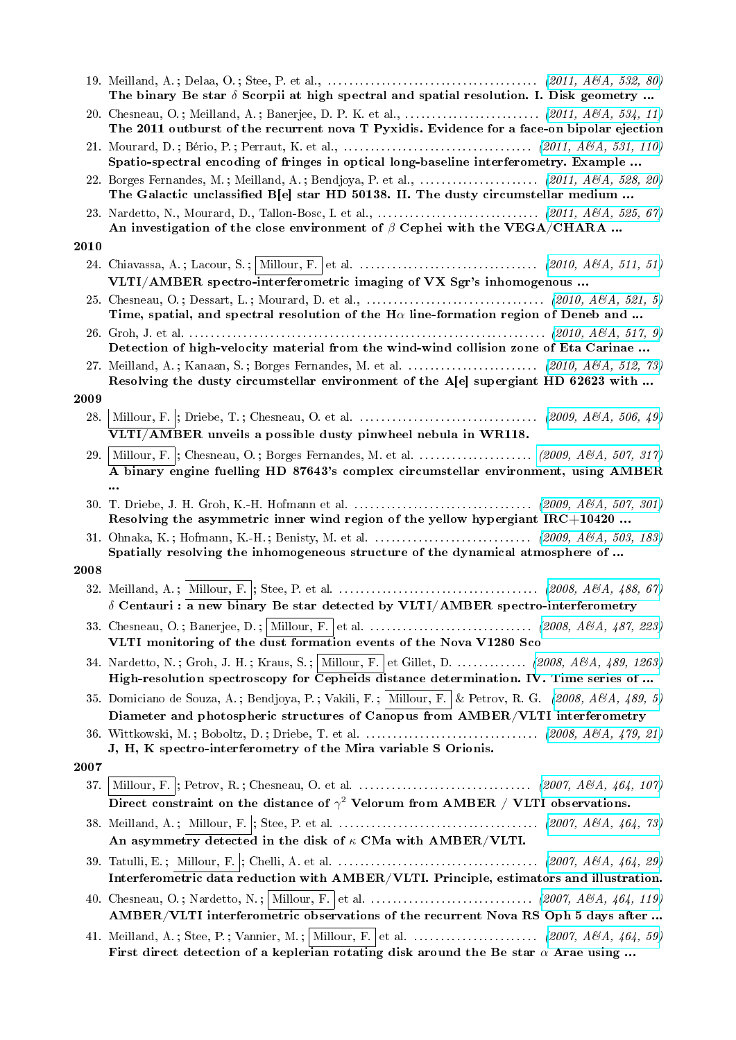19. Meilland, A. ; Delaa, O. ; Stee, P. et al., ...................................... *(2011, A&A, 532, 80)*
    **The binary Be star $\delta$ Scorpii at high spectral and spatial resolution. I. Disk geometry ...**
20. Chesneau, O. ; Meilland, A. ; Banerjee, D. P. K. et al., ......................... *(2011, A&A, 534, 11)*
    **The 2011 outburst of the recurrent nova T Pyxidis. Evidence for a face-on bipolar ejection**
21. Mourard, D. ; Bério, P. ; Perraut, K. et al., .................................. *(2011, A&A, 531, 110)*
    **Spatio-spectral encoding of fringes in optical long-baseline interferometry. Example ...**
22. Borges Fernandes, M. ; Meilland, A. ; Bendjoya, P. et al., ...................... *(2011, A&A, 528, 20)*
    **The Galactic unclassified B[e] star HD 50138. II. The dusty circumstellar medium ...**
23. Nardetto, N., Mourard, D., Tallon-Bosc, I. et al., ............................. *(2011, A&A, 525, 67)*
    **An investigation of the close environment of $\beta$ Cephei with the VEGA/CHARA ...**

**2010**

24. Chiavassa, A. ; Lacour, S. ; Millour, F. et al. ................................ *(2010, A&A, 511, 51)*
    **VLTI/AMBER spectro-interferometric imaging of VX Sgr's inhomogenous ...**
25. Chesneau, O. ; Dessart, L. ; Mourard, D. et al., ................................ *(2010, A&A, 521, 5)*
    **Time, spatial, and spectral resolution of the H$\alpha$ line-formation region of Deneb and ...**
26. Groh, J. et al. .................................................................. *(2010, A&A, 517, 9)*
    **Detection of high-velocity material from the wind-wind collision zone of Eta Carinae ...**
27. Meilland, A. ; Kanaan, S. ; Borges Fernandes, M. et al. ........................ *(2010, A&A, 512, 73)*
    **Resolving the dusty circumstellar environment of the A[e] supergiant HD 62623 with ...**

**2009**

28. Millour, F. ; Driebe, T. ; Chesneau, O. et al. ................................. *(2009, A&A, 506, 49)*
    **VLTI/AMBER unveils a possible dusty pinwheel nebula in WR118.**
29. Millour, F. ; Chesneau, O. ; Borges Fernandes, M. et al. ..................... *(2009, A&A, 507, 317)*
    **A binary engine fuelling HD 87643's complex circumstellar environment, using AMBER ...**
30. T. Driebe, J. H. Groh, K.-H. Hofmann et al. ................................. *(2009, A&A, 507, 301)*
    **Resolving the asymmetric inner wind region of the yellow hypergiant IRC+10420 ...**
31. Ohnaka, K. ; Hofmann, K.-H. ; Benisty, M. et al. ............................ *(2009, A&A, 503, 183)*
    **Spatially resolving the inhomogeneous structure of the dynamical atmosphere of ...**

**2008**

32. Meilland, A. ; Millour, F. ; Stee, P. et al. .................................... *(2008, A&A, 488, 67)*
    **$\delta$ Centauri : a new binary Be star detected by VLTI/AMBER spectro-interferometry**
33. Chesneau, O. ; Banerjee, D. ; Millour, F. et al. ............................. *(2008, A&A, 487, 223)*
    **VLTI monitoring of the dust formation events of the Nova V1280 Sco**
34. Nardetto, N. ; Groh, J. H. ; Kraus, S. ; Millour, F. et Gillet, D. ............ *(2008, A&A, 489, 1263)*
    **High-resolution spectroscopy for Cepheids distance determination. IV. Time series of ...**
35. Domiciano de Souza, A. ; Bendjoya, P. ; Vakili, F. ; Millour, F. & Petrov, R. G. *(2008, A&A, 489, 5)*
    **Diameter and photospheric structures of Canopus from AMBER/VLTI interferometry**
36. Wittkowski, M. ; Boboltz, D. ; Driebe, T. et al. ............................... *(2008, A&A, 479, 21)*
    **J, H, K spectro-interferometry of the Mira variable S Orionis.**

**2007**

37. Millour, F. ; Petrov, R. ; Chesneau, O. et al. ............................... *(2007, A&A, 464, 107)*
    **Direct constraint on the distance of $\gamma^2$ Velorum from AMBER / VLTI observations.**
38. Meilland, A. ; Millour, F. ; Stee, P. et al. .................................... *(2007, A&A, 464, 73)*
    **An asymmetry detected in the disk of $\kappa$ CMa with AMBER/VLTI.**
39. Tatulli, E. ; Millour, F. ; Chelli, A. et al. .................................... *(2007, A&A, 464, 29)*
    **Interferometric data reduction with AMBER/VLTI. Principle, estimators and illustration.**
40. Chesneau, O. ; Nardetto, N. ; Millour, F. et al. ............................. *(2007, A&A, 464, 119)*
    **AMBER/VLTI interferometric observations of the recurrent Nova RS Oph 5 days after ...**
41. Meilland, A. ; Stee, P. ; Vannier, M. ; Millour, F. et al. ...................... *(2007, A&A, 464, 59)*
    **First direct detection of a keplerian rotating disk around the Be star $\alpha$ Arae using ...**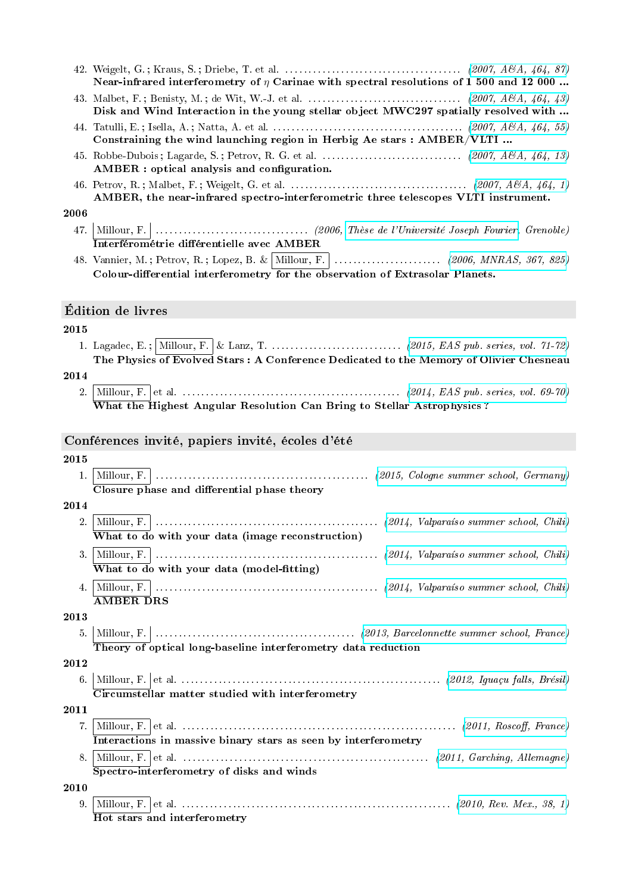42. Weigelt, G. ; Kraus, S. ; Driebe, T. et al. .................................... *(2007, A&A, 464, 87)*
**Near-infrared interferometry of $\eta$ Carinae with spectral resolutions of 1 500 and 12 000 ...**

43. Malbet, F. ; Benisty, M. ; de Wit, W.-J. et al. ................................ *(2007, A&A, 464, 43)*
**Disk and Wind Interaction in the young stellar object MWC297 spatially resolved with ...**

44. Tatulli, E. ; Isella, A. ; Natta, A. et al. ....................................... *(2007, A&A, 464, 55)*
**Constraining the wind launching region in Herbig Ae stars : AMBER/VLTI ...**

45. Robbe-Dubois ; Lagarde, S. ; Petrov, R. G. et al. ............................. *(2007, A&A, 464, 13)*
**AMBER : optical analysis and configuration.**

46. Petrov, R. ; Malbet, F. ; Weigelt, G. et al. ..................................... *(2007, A&A, 464, 1)*
**AMBER, the near-infrared spectro-interferometric three telescopes VLTI instrument.**

2006

47. Millour, F. ................................ *(2006, Thèse de l'Université Joseph Fourier, Grenoble)*
**Interférométrie différentielle avec AMBER**

48. Vannier, M. ; Petrov, R. ; Lopez, B. & Millour, F. ...................... *(2006, MNRAS, 367, 825)*
**Colour-differential interferometry for the observation of Extrasolar Planets.**

## Édition de livres

2015

1. Lagadec, E. ; Millour, F. & Lanz, T. ........................... *(2015, EAS pub. series, vol. 71-72)*
**The Physics of Evolved Stars : A Conference Dedicated to the Memory of Olivier Chesneau**

2014

2. Millour, F. et al. ............................................. *(2014, EAS pub. series, vol. 69-70)*
**What the Highest Angular Resolution Can Bring to Stellar Astrophysics ?**

## Conférences invité, papiers invité, écoles d'été

2015

1. Millour, F. ............................................. *(2015, Cologne summer school, Germany)*
**Closure phase and differential phase theory**

2014

2. Millour, F. ............................................... *(2014, Valparaíso summer school, Chili)*
**What to do with your data (image reconstruction)**

3. Millour, F. ............................................... *(2014, Valparaíso summer school, Chili)*
**What to do with your data (model-fitting)**

4. Millour, F. ............................................... *(2014, Valparaíso summer school, Chili)*
**AMBER DRS**

2013

5. Millour, F. ......................................... *(2013, Barcelonnette summer school, France)*
**Theory of optical long-baseline interferometry data reduction**

2012

6. Millour, F. et al. ...................................................... *(2012, Iguaçu falls, Brésil)*
**Circumstellar matter studied with interferometry**

2011

7. Millour, F. et al. .......................................................... *(2011, Roscoff, France)*
**Interactions in massive binary stars as seen by interferometry**

8. Millour, F. et al. ................................................... *(2011, Garching, Allemagne)*
**Spectro-interferometry of disks and winds**

2010

9. Millour, F. et al. ......................................................... *(2010, Rev. Mex., 38, 1)*
**Hot stars and interferometry**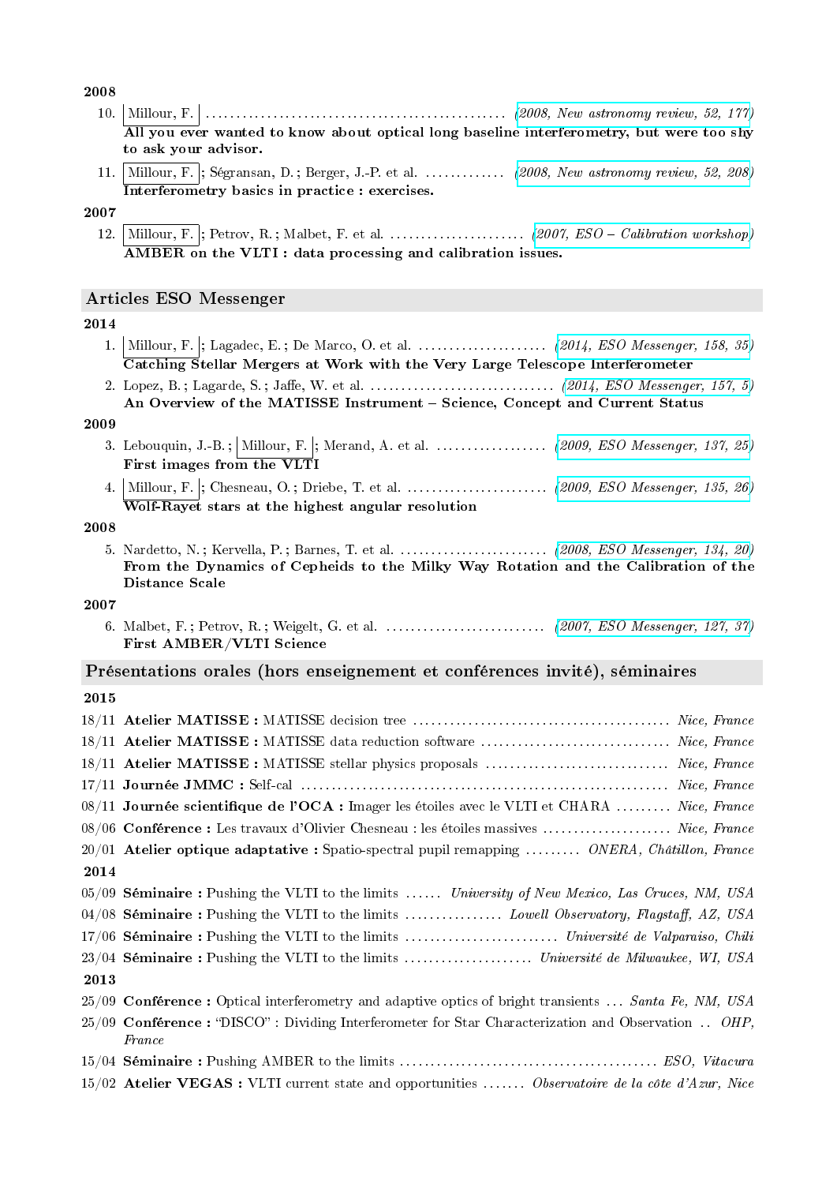**2008**

10. Millour, F. ........ *(2008, New astronomy review, 52, 177)*
**All you ever wanted to know about optical long baseline interferometry, but were too shy to ask your advisor.**

11. Millour, F. ; Ségransan, D. ; Berger, J.-P. et al. ........ *(2008, New astronomy review, 52, 208)*
**Interferometry basics in practice : exercises.**

**2007**

12. Millour, F. ; Petrov, R. ; Malbet, F. et al. ........ *(2007, ESO – Calibration workshop)*
**AMBER on the VLTI : data processing and calibration issues.**

## Articles ESO Messenger

**2014**

1. Millour, F. ; Lagadec, E. ; De Marco, O. et al. ........ *(2014, ESO Messenger, 158, 35)*
**Catching Stellar Mergers at Work with the Very Large Telescope Interferometer**

2. Lopez, B. ; Lagarde, S. ; Jaffe, W. et al. ........ *(2014, ESO Messenger, 157, 5)*
**An Overview of the MATISSE Instrument – Science, Concept and Current Status**

**2009**

3. Lebouquin, J.-B. ; Millour, F. ; Merand, A. et al. ........ *(2009, ESO Messenger, 137, 25)*
**First images from the VLTI**

4. Millour, F. ; Chesneau, O. ; Driebe, T. et al. ........ *(2009, ESO Messenger, 135, 26)*
**Wolf-Rayet stars at the highest angular resolution**

**2008**

5. Nardetto, N. ; Kervella, P. ; Barnes, T. et al. ........ *(2008, ESO Messenger, 134, 20)*
**From the Dynamics of Cepheids to the Milky Way Rotation and the Calibration of the Distance Scale**

**2007**

6. Malbet, F. ; Petrov, R. ; Weigelt, G. et al. ........ *(2007, ESO Messenger, 127, 37)*
**First AMBER/VLTI Science**

## Présentations orales (hors enseignement et conférences invité), séminaires

**2015**

- 18/11 **Atelier MATISSE :** MATISSE decision tree ........ *Nice, France*
- 18/11 **Atelier MATISSE :** MATISSE data reduction software ........ *Nice, France*
- 18/11 **Atelier MATISSE :** MATISSE stellar physics proposals ........ *Nice, France*
- 17/11 **Journée JMMC :** Self-cal ........ *Nice, France*
- 08/11 **Journée scientifique de l'OCA :** Imager les étoiles avec le VLTI et CHARA ........ *Nice, France*
- 08/06 **Conférence :** Les travaux d'Olivier Chesneau : les étoiles massives ........ *Nice, France*
- 20/01 **Atelier optique adaptative :** Spatio-spectral pupil remapping ........ *ONERA, Châtillon, France*

**2014**

- 05/09 **Séminaire :** Pushing the VLTI to the limits ........ *University of New Mexico, Las Cruces, NM, USA*
- 04/08 **Séminaire :** Pushing the VLTI to the limits ........ *Lowell Observatory, Flagstaff, AZ, USA*
- 17/06 **Séminaire :** Pushing the VLTI to the limits ........ *Université de Valparaiso, Chili*
- 23/04 **Séminaire :** Pushing the VLTI to the limits ........ *Université de Milwaukee, WI, USA*

**2013**

- 25/09 **Conférence :** Optical interferometry and adaptive optics of bright transients ........ *Santa Fe, NM, USA*
- 25/09 **Conférence :** "DISCO" : Dividing Interferometer for Star Characterization and Observation ........ *OHP, France*
- 15/04 **Séminaire :** Pushing AMBER to the limits ........ *ESO, Vitacura*
- 15/02 **Atelier VEGAS :** VLTI current state and opportunities ........ *Observatoire de la côte d'Azur, Nice*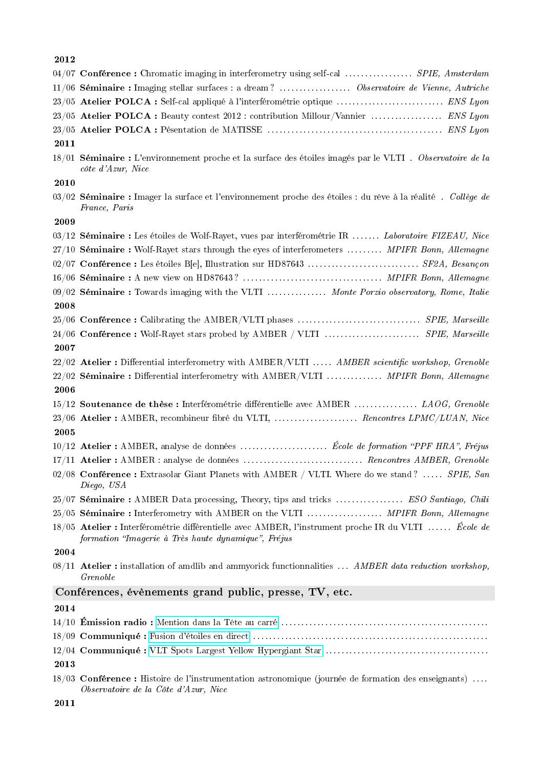**2012**

04/07 **Conférence :** Chromatic imaging in interferometry using self-cal ................. *SPIE, Amsterdam*

11/06 **Séminaire :** Imaging stellar surfaces : a dream ? .................. *Observatoire de Vienne, Autriche*

23/05 **Atelier POLCA :** Self-cal appliqué à l'interférométrie optique ........................... *ENS Lyon*

23/05 **Atelier POLCA :** Beauty contest 2012 : contribution Millour/Vannier .................. *ENS Lyon*

23/05 **Atelier POLCA :** Pésentation de MATISSE ........................................... *ENS Lyon*

**2011**

18/01 **Séminaire :** L'environnement proche et la surface des étoiles imagés par le VLTI . *Observatoire de la côte d'Azur, Nice*

**2010**

03/02 **Séminaire :** Imager la surface et l'environnement proche des étoiles : du rêve à la réalité . *Collège de France, Paris*

**2009**

03/12 **Séminaire :** Les étoiles de Wolf-Rayet, vues par interférométrie IR ....... *Laboratoire FIZEAU, Nice*

27/10 **Séminaire :** Wolf-Rayet stars through the eyes of interferometers ......... *MPIFR Bonn, Allemagne*

02/07 **Conférence :** Les étoiles B[e], Illustration sur HD87643 ............................ *SF2A, Besançon*

16/06 **Séminaire :** A new view on HD87643 ? .................................. *MPIFR Bonn, Allemagne*

09/02 **Séminaire :** Towards imaging with the VLTI ............... *Monte Porzio observatory, Rome, Italie*

**2008**

25/06 **Conférence :** Calibrating the AMBER/VLTI phases ............................... *SPIE, Marseille*

24/06 **Conférence :** Wolf-Rayet stars probed by AMBER / VLTI ........................ *SPIE, Marseille*

**2007**

22/02 **Atelier :** Differential interferometry with AMBER/VLTI ..... *AMBER scientific workshop, Grenoble*

22/02 **Séminaire :** Differential interferometry with AMBER/VLTI .............. *MPIFR Bonn, Allemagne*

**2006**

15/12 **Soutenance de thèse :** Interférométrie différentielle avec AMBER ................ *LAOG, Grenoble*

23/06 **Atelier :** AMBER, recombineur fibré du VLTI, ..................... *Rencontres LPMC/LUAN, Nice*

**2005**

10/12 **Atelier :** AMBER, analyse de données ...................... *École de formation "PPF HRA", Fréjus*

17/11 **Atelier :** AMBER : analyse de données .............................. *Rencontres AMBER, Grenoble*

02/08 **Conférence :** Extrasolar Giant Planets with AMBER / VLTI. Where do we stand ? ..... *SPIE, San Diego, USA*

25/07 **Séminaire :** AMBER Data processing, Theory, tips and tricks ................. *ESO Santiago, Chili*

25/05 **Séminaire :** Interferometry with AMBER on the VLTI ................... *MPIFR Bonn, Allemagne*

18/05 **Atelier :** Interférométrie différentielle avec AMBER, l'instrument proche IR du VLTI ...... *École de formation "Imagerie à Très haute dynamique", Fréjus*

**2004**

08/11 **Atelier :** installation of amdlib and ammyorick functionnalities ... *AMBER data reduction workshop, Grenoble*

## Conférences, évènements grand public, presse, TV, etc.

**2014**

14/10 **Émission radio :** Mention dans la Tête au carré ...................................................

18/09 **Communiqué :** Fusion d'étoiles en direct ..........................................................

12/04 **Communiqué :** VLT Spots Largest Yellow Hypergiant Star ........................................

**2013**

18/03 **Conférence :** Histoire de l'instrumentation astronomique (journée de formation des enseignants) .... *Observatoire de la Côte d'Azur, Nice*

**2011**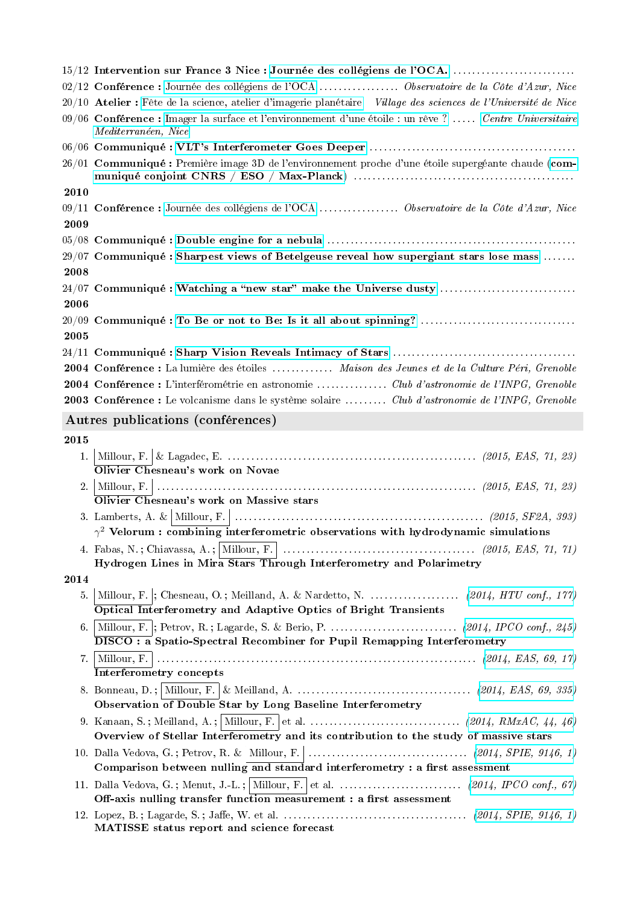15/12 **Intervention sur France 3 Nice :** **Journée des collégiens de l'OCA.** ..........................

02/12 **Conférence :** Journée des collégiens de l'OCA ................. *Observatoire de la Côte d'Azur, Nice*

20/10 **Atelier :** Fête de la science, atelier d'imagerie planétaire *Village des sciences de l'Université de Nice*

09/06 **Conférence :** Imager la surface et l'environnement d'une étoile : un rêve ? ..... *Centre Universitaire Mediterranéen, Nice*

06/06 **Communiqué :** **VLT's Interferometer Goes Deeper** ...........................................

26/01 **Communiqué :** Première image 3D de l'environnement proche d'une étoile supergéante chaude (**communiqué conjoint CNRS / ESO / Max-Planck**) ..............................................

**2010**

09/11 **Conférence :** Journée des collégiens de l'OCA ................. *Observatoire de la Côte d'Azur, Nice*

**2009**

05/08 **Communiqué :** **Double engine for a nebula** ....................................................

29/07 **Communiqué :** **Sharpest views of Betelgeuse reveal how supergiant stars lose mass** .......

**2008**

24/07 **Communiqué :** **Watching a "new star" make the Universe dusty** ............................

**2006**

20/09 **Communiqué :** **To Be or not to Be: Is it all about spinning?** ................................

**2005**

24/11 **Communiqué :** **Sharp Vision Reveals Intimacy of Stars** ......................................

**2004** **Conférence :** La lumière des étoiles ............. *Maison des Jeunes et de la Culture Péri, Grenoble*

**2004** **Conférence :** L'interférométrie en astronomie ............... *Club d'astronomie de l'INPG, Grenoble*

**2003** **Conférence :** Le volcanisme dans le système solaire ......... *Club d'astronomie de l'INPG, Grenoble*

## Autres publications (conférences)

**2015**

1. Millour, F. & Lagadec, E. ..................................................... *(2015, EAS, 71, 23)*
   **Olivier Chesneau's work on Novae**
2. Millour, F. .................................................................. *(2015, EAS, 71, 23)*
   **Olivier Chesneau's work on Massive stars**
3. Lamberts, A. & Millour, F. .................................................... *(2015, SF2A, 393)*
   $\gamma^2$ **Velorum : combining interferometric observations with hydrodynamic simulations**
4. Fabas, N. ; Chiavassa, A. ; Millour, F. ........................................ *(2015, EAS, 71, 71)*
   **Hydrogen Lines in Mira Stars Through Interferometry and Polarimetry**

**2014**

5. Millour, F. ; Chesneau, O. ; Meilland, A. & Nardetto, N. .................. *(2014, HTU conf., 177)*
   **Optical Interferometry and Adaptive Optics of Bright Transients**
6. Millour, F. ; Petrov, R. ; Lagarde, S. & Berio, P. .......................... *(2014, IPCO conf., 245)*
   **DISCO : a Spatio-Spectral Recombiner for Pupil Remapping Interferometry**
7. Millour, F. .................................................................. *(2014, EAS, 69, 17)*
   **Interferometry concepts**
8. Bonneau, D. ; Millour, F. & Meilland, A. .................................... *(2014, EAS, 69, 335)*
   **Observation of Double Star by Long Baseline Interferometry**
9. Kanaan, S. ; Meilland, A. ; Millour, F. et al. ............................... *(2014, RMxAC, 44, 46)*
   **Overview of Stellar Interferometry and its contribution to the study of massive stars**
10. Dalla Vedova, G. ; Petrov, R. & Millour, F. ................................. *(2014, SPIE, 9146, 1)*
    **Comparison between nulling and standard interferometry : a first assessment**
11. Dalla Vedova, G. ; Menut, J.-L. ; Millour, F. et al. ......................... *(2014, IPCO conf., 67)*
    **Off-axis nulling transfer function measurement : a first assessment**
12. Lopez, B. ; Lagarde, S. ; Jaffe, W. et al. .................................... *(2014, SPIE, 9146, 1)*
    **MATISSE status report and science forecast**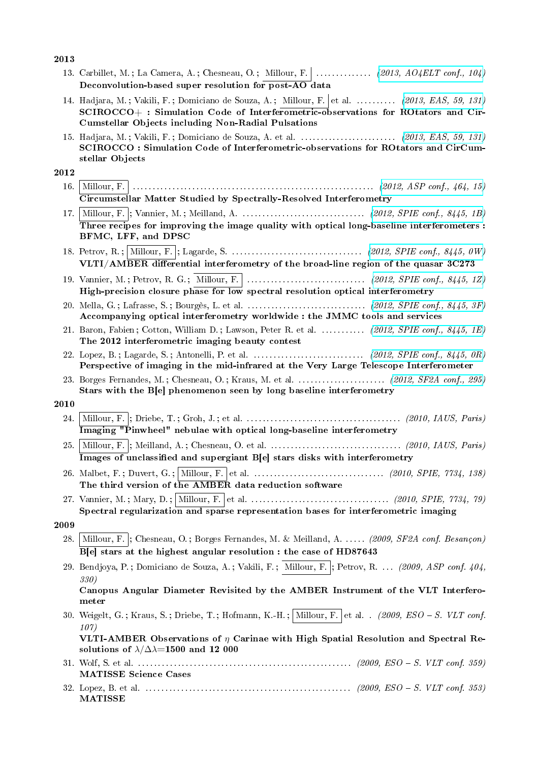**2013**

13. Carbillet, M. ; La Camera, A. ; Chesneau, O. ; Millour, F. . . . . . . . . . . . . . *(2013, AO4ELT conf., 104)*
**Deconvolution-based super resolution for post-AO data**

14. Hadjara, M. ; Vakili, F. ; Domiciano de Souza, A. ; Millour, F. et al. . . . . . . . . . *(2013, EAS, 59, 131)*
**SCIROCCO+ : Simulation Code of Interferometric-observations for ROtators and CirCumstellar Objects including Non-Radial Pulsations**

15. Hadjara, M. ; Vakili, F. ; Domiciano de Souza, A. et al. . . . . . . . . . . . . . . . . . . . . . . . *(2013, EAS, 59, 131)*
**SCIROCCO : Simulation Code of Interferometric-observations for ROtators and CirCumstellar Objects**

**2012**

16. Millour, F. . . . . . . . . . . . . . . . . . . . . . . . . . . . . . . . . . . . . . . . . . . . . . . . . . . . . . . . . . . . . *(2012, ASP conf., 464, 15)*
**Circumstellar Matter Studied by Spectrally-Resolved Interferometry**

17. Millour, F. ; Vannier, M. ; Meilland, A. . . . . . . . . . . . . . . . . . . . . . . . . . . . . . . *(2012, SPIE conf., 8445, 1B)*
**Three recipes for improving the image quality with optical long-baseline interferometers : BFMC, LFF, and DPSC**

18. Petrov, R. ; Millour, F. ; Lagarde, S. . . . . . . . . . . . . . . . . . . . . . . . . . . . . . . . . *(2012, SPIE conf., 8445, 0W)*
**VLTI/AMBER differential interferometry of the broad-line region of the quasar 3C273**

19. Vannier, M. ; Petrov, R. G. ; Millour, F. . . . . . . . . . . . . . . . . . . . . . . . . . . . . . *(2012, SPIE conf., 8445, 1Z)*
**High-precision closure phase for low spectral resolution optical interferometry**

20. Mella, G. ; Lafrasse, S. ; Bourgès, L. et al. . . . . . . . . . . . . . . . . . . . . . . . . . . . . . *(2012, SPIE conf., 8445, 3F)*
**Accompanying optical interferometry worldwide : the JMMC tools and services**

21. Baron, Fabien ; Cotton, William D. ; Lawson, Peter R. et al. . . . . . . . . . . *(2012, SPIE conf., 8445, 1E)*
**The 2012 interferometric imaging beauty contest**

22. Lopez, B. ; Lagarde, S. ; Antonelli, P. et al. . . . . . . . . . . . . . . . . . . . . . . . . . . . *(2012, SPIE conf., 8445, 0R)*
**Perspective of imaging in the mid-infrared at the Very Large Telescope Interferometer**

23. Borges Fernandes, M. ; Chesneau, O. ; Kraus, M. et al. . . . . . . . . . . . . . . . . . . . . . *(2012, SF2A conf., 295)*
**Stars with the B[e] phenomenon seen by long baseline interferometry**

**2010**

24. Millour, F. ; Driebe, T. ; Groh, J. ; et al. . . . . . . . . . . . . . . . . . . . . . . . . . . . . . . . . . . . . . . *(2010, IAUS, Paris)*
**Imaging "Pinwheel" nebulae with optical long-baseline interferometry**

25. Millour, F. ; Meilland, A. ; Chesneau, O. et al. . . . . . . . . . . . . . . . . . . . . . . . . . . . . . . . . *(2010, IAUS, Paris)*
**Images of unclassified and supergiant B[e] stars disks with interferometry**

26. Malbet, F. ; Duvert, G. ; Millour, F. et al. . . . . . . . . . . . . . . . . . . . . . . . . . . . . . . . . *(2010, SPIE, 7734, 138)*
**The third version of the AMBER data reduction software**

27. Vannier, M. ; Mary, D. ; Millour, F. et al. . . . . . . . . . . . . . . . . . . . . . . . . . . . . . . . . . . *(2010, SPIE, 7734, 79)*
**Spectral regularization and sparse representation bases for interferometric imaging**

**2009**

28. Millour, F. ; Chesneau, O. ; Borges Fernandes, M. & Meilland, A. . . . . . *(2009, SF2A conf. Besançon)*
**B[e] stars at the highest angular resolution : the case of HD87643**

29. Bendjoya, P. ; Domiciano de Souza, A. ; Vakili, F. ; Millour, F. ; Petrov, R. . . . *(2009, ASP conf. 404, 330)*
**Canopus Angular Diameter Revisited by the AMBER Instrument of the VLT Interferometer**

30. Weigelt, G. ; Kraus, S. ; Driebe, T. ; Hofmann, K.-H. ; Millour, F. et al. . *(2009, ESO – S. VLT conf. 107)*
**VLTI-AMBER Observations of $\eta$ Carinae with High Spatial Resolution and Spectral Resolutions of $\lambda/\Delta\lambda$=1500 and 12 000**

31. Wolf, S. et al. . . . . . . . . . . . . . . . . . . . . . . . . . . . . . . . . . . . . . . . . . . . . . . . . . . . . . *(2009, ESO – S. VLT conf. 359)*
**MATISSE Science Cases**

32. Lopez, B. et al. . . . . . . . . . . . . . . . . . . . . . . . . . . . . . . . . . . . . . . . . . . . . . . . . . . . . *(2009, ESO – S. VLT conf. 353)*
**MATISSE**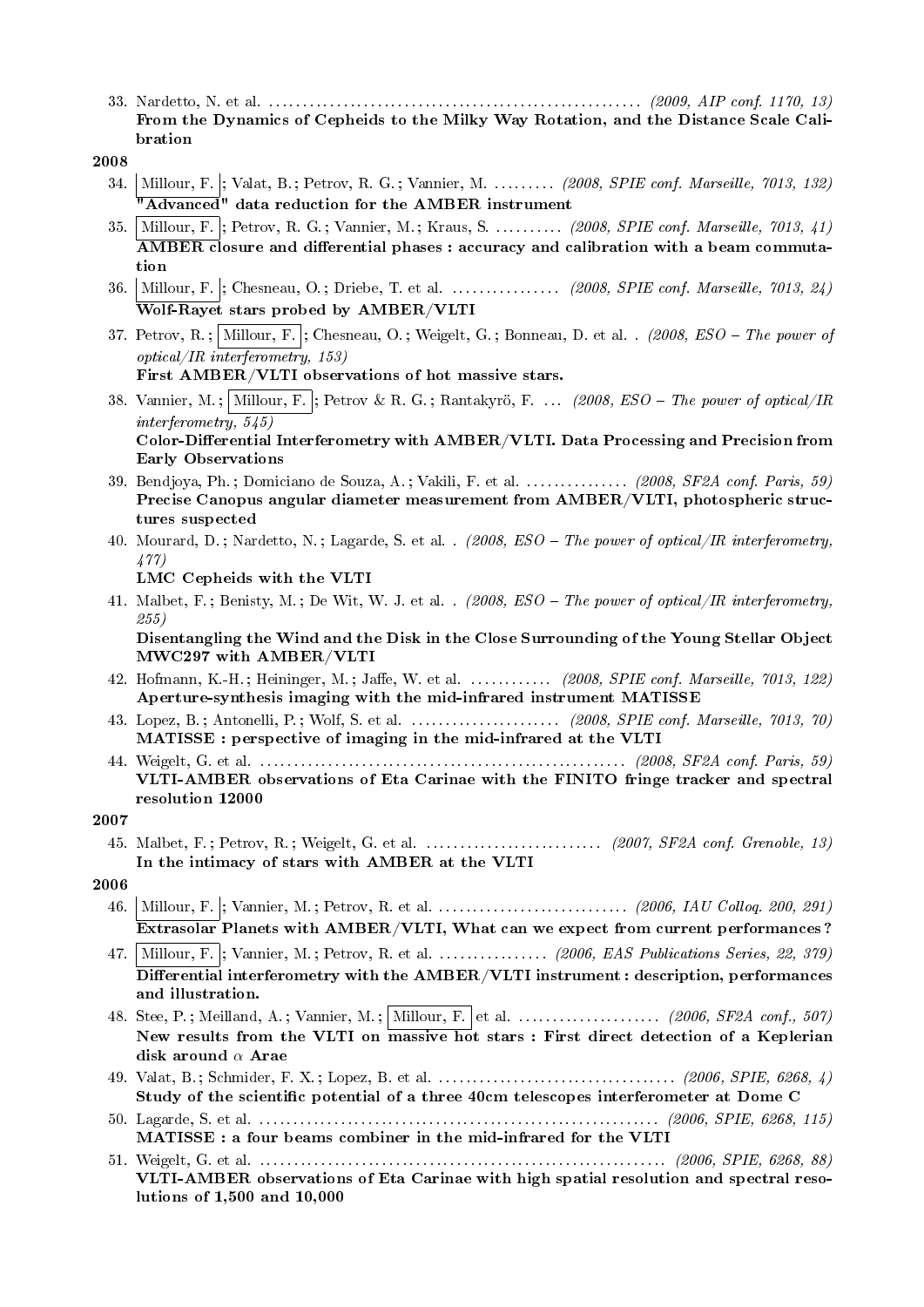33. Nardetto, N. et al. ........................................................ *(2009, AIP conf. 1170, 13)*
**From the Dynamics of Cepheids to the Milky Way Rotation, and the Distance Scale Calibration**

**2008**

34. Millour, F. ; Valat, B. ; Petrov, R. G. ; Vannier, M. ......... *(2008, SPIE conf. Marseille, 7013, 132)*
**"Advanced" data reduction for the AMBER instrument**

35. Millour, F. ; Petrov, R. G. ; Vannier, M. ; Kraus, S. .......... *(2008, SPIE conf. Marseille, 7013, 41)*
**AMBER closure and differential phases : accuracy and calibration with a beam commutation**

36. Millour, F. ; Chesneau, O. ; Driebe, T. et al. ................ *(2008, SPIE conf. Marseille, 7013, 24)*
**Wolf-Rayet stars probed by AMBER/VLTI**

37. Petrov, R. ; Millour, F. ; Chesneau, O. ; Weigelt, G. ; Bonneau, D. et al. . *(2008, ESO – The power of optical/IR interferometry, 153)*
**First AMBER/VLTI observations of hot massive stars.**

38. Vannier, M. ; Millour, F. ; Petrov & R. G. ; Rantakyrö, F. ... *(2008, ESO – The power of optical/IR interferometry, 545)*
**Color-Differential Interferometry with AMBER/VLTI. Data Processing and Precision from Early Observations**

39. Bendjoya, Ph. ; Domiciano de Souza, A. ; Vakili, F. et al. ............... *(2008, SF2A conf. Paris, 59)*
**Precise Canopus angular diameter measurement from AMBER/VLTI, photospheric structures suspected**

40. Mourard, D. ; Nardetto, N. ; Lagarde, S. et al. . *(2008, ESO – The power of optical/IR interferometry, 477)*
**LMC Cepheids with the VLTI**

41. Malbet, F. ; Benisty, M. ; De Wit, W. J. et al. . *(2008, ESO – The power of optical/IR interferometry, 255)*
**Disentangling the Wind and the Disk in the Close Surrounding of the Young Stellar Object MWC297 with AMBER/VLTI**

42. Hofmann, K.-H. ; Heininger, M. ; Jaffe, W. et al. ............ *(2008, SPIE conf. Marseille, 7013, 122)*
**Aperture-synthesis imaging with the mid-infrared instrument MATISSE**

43. Lopez, B. ; Antonelli, P. ; Wolf, S. et al. ...................... *(2008, SPIE conf. Marseille, 7013, 70)*
**MATISSE : perspective of imaging in the mid-infrared at the VLTI**

44. Weigelt, G. et al. ........................................................ *(2008, SF2A conf. Paris, 59)*
**VLTI-AMBER observations of Eta Carinae with the FINITO fringe tracker and spectral resolution 12000**

**2007**

45. Malbet, F. ; Petrov, R. ; Weigelt, G. et al. .......................... *(2007, SF2A conf. Grenoble, 13)*
**In the intimacy of stars with AMBER at the VLTI**

**2006**

46. Millour, F. ; Vannier, M. ; Petrov, R. et al. ............................ *(2006, IAU Colloq. 200, 291)*
**Extrasolar Planets with AMBER/VLTI, What can we expect from current performances ?**

47. Millour, F. ; Vannier, M. ; Petrov, R. et al. ................ *(2006, EAS Publications Series, 22, 379)*
**Differential interferometry with the AMBER/VLTI instrument : description, performances and illustration.**

48. Stee, P. ; Meilland, A. ; Vannier, M. ; Millour, F. et al. ..................... *(2006, SF2A conf., 507)*
**New results from the VLTI on massive hot stars : First direct detection of a Keplerian disk around $\alpha$ Arae**

49. Valat, B. ; Schmider, F. X. ; Lopez, B. et al. .................................. *(2006, SPIE, 6268, 4)*
**Study of the scientific potential of a three 40cm telescopes interferometer at Dome C**

50. Lagarde, S. et al. .......................................................... *(2006, SPIE, 6268, 115)*
**MATISSE : a four beams combiner in the mid-infrared for the VLTI**

51. Weigelt, G. et al. .......................................................... *(2006, SPIE, 6268, 88)*
**VLTI-AMBER observations of Eta Carinae with high spatial resolution and spectral resolutions of 1,500 and 10,000**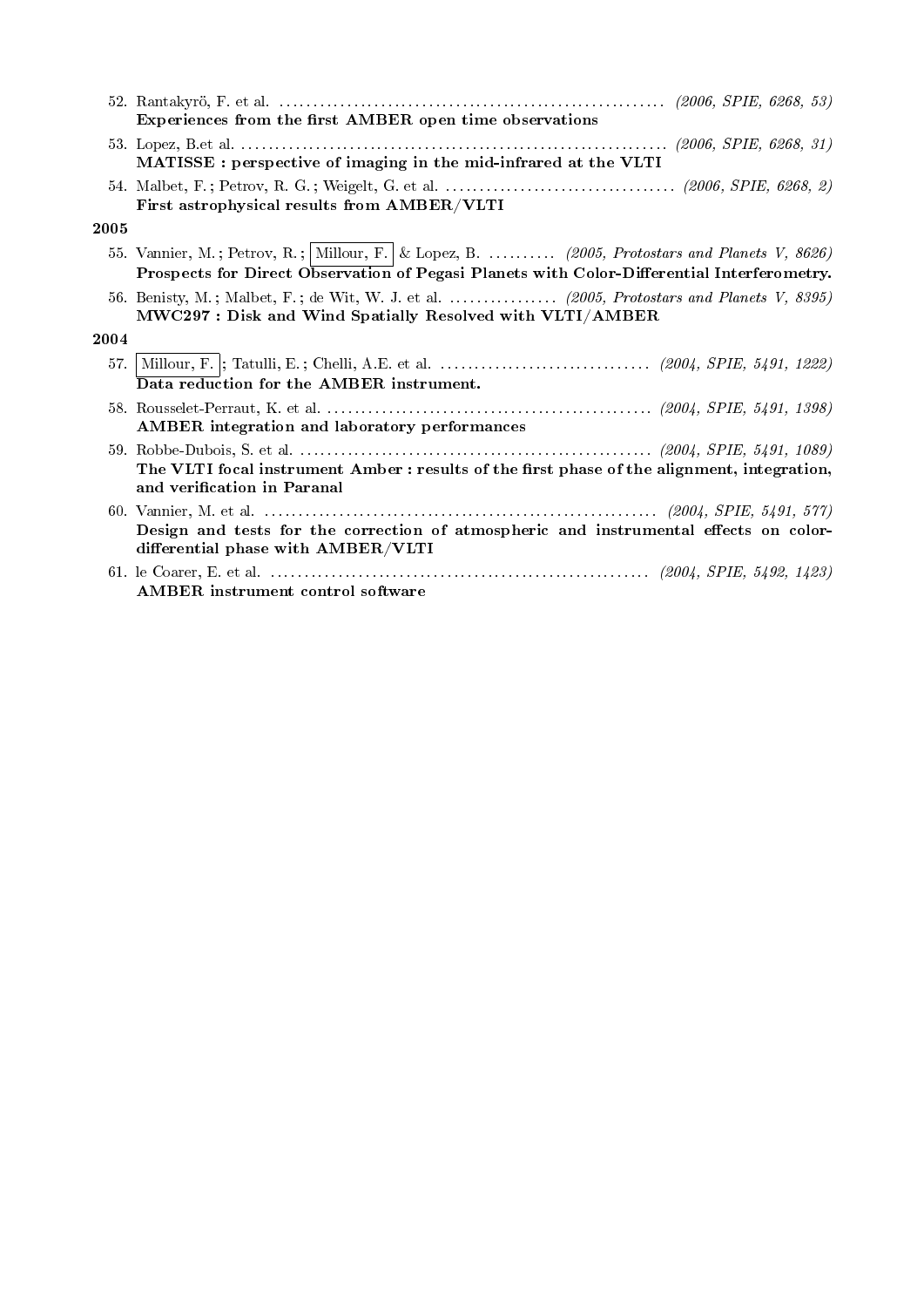52. Rantakyrö, F. et al. ........................................................ *(2006, SPIE, 6268, 53)*
**Experiences from the first AMBER open time observations**

53. Lopez, B.et al. ............................................................... *(2006, SPIE, 6268, 31)*
**MATISSE : perspective of imaging in the mid-infrared at the VLTI**

54. Malbet, F. ; Petrov, R. G. ; Weigelt, G. et al. .................................. *(2006, SPIE, 6268, 2)*
**First astrophysical results from AMBER/VLTI**

**2005**

55. Vannier, M. ; Petrov, R. ; Millour, F. & Lopez, B. .......... *(2005, Protostars and Planets V, 8626)*
**Prospects for Direct Observation of Pegasi Planets with Color-Differential Interferometry.**

56. Benisty, M. ; Malbet, F. ; de Wit, W. J. et al. ................ *(2005, Protostars and Planets V, 8395)*
**MWC297 : Disk and Wind Spatially Resolved with VLTI/AMBER**

**2004**

57. Millour, F. ; Tatulli, E. ; Chelli, A.E. et al. ............................... *(2004, SPIE, 5491, 1222)*
**Data reduction for the AMBER instrument.**

58. Rousselet-Perraut, K. et al. ................................................ *(2004, SPIE, 5491, 1398)*
**AMBER integration and laboratory performances**

59. Robbe-Dubois, S. et al. .................................................... *(2004, SPIE, 5491, 1089)*
**The VLTI focal instrument Amber : results of the first phase of the alignment, integration, and verification in Paranal**

60. Vannier, M. et al. ......................................................... *(2004, SPIE, 5491, 577)*
**Design and tests for the correction of atmospheric and instrumental effects on color-differential phase with AMBER/VLTI**

61. le Coarer, E. et al. ....................................................... *(2004, SPIE, 5492, 1423)*
**AMBER instrument control software**